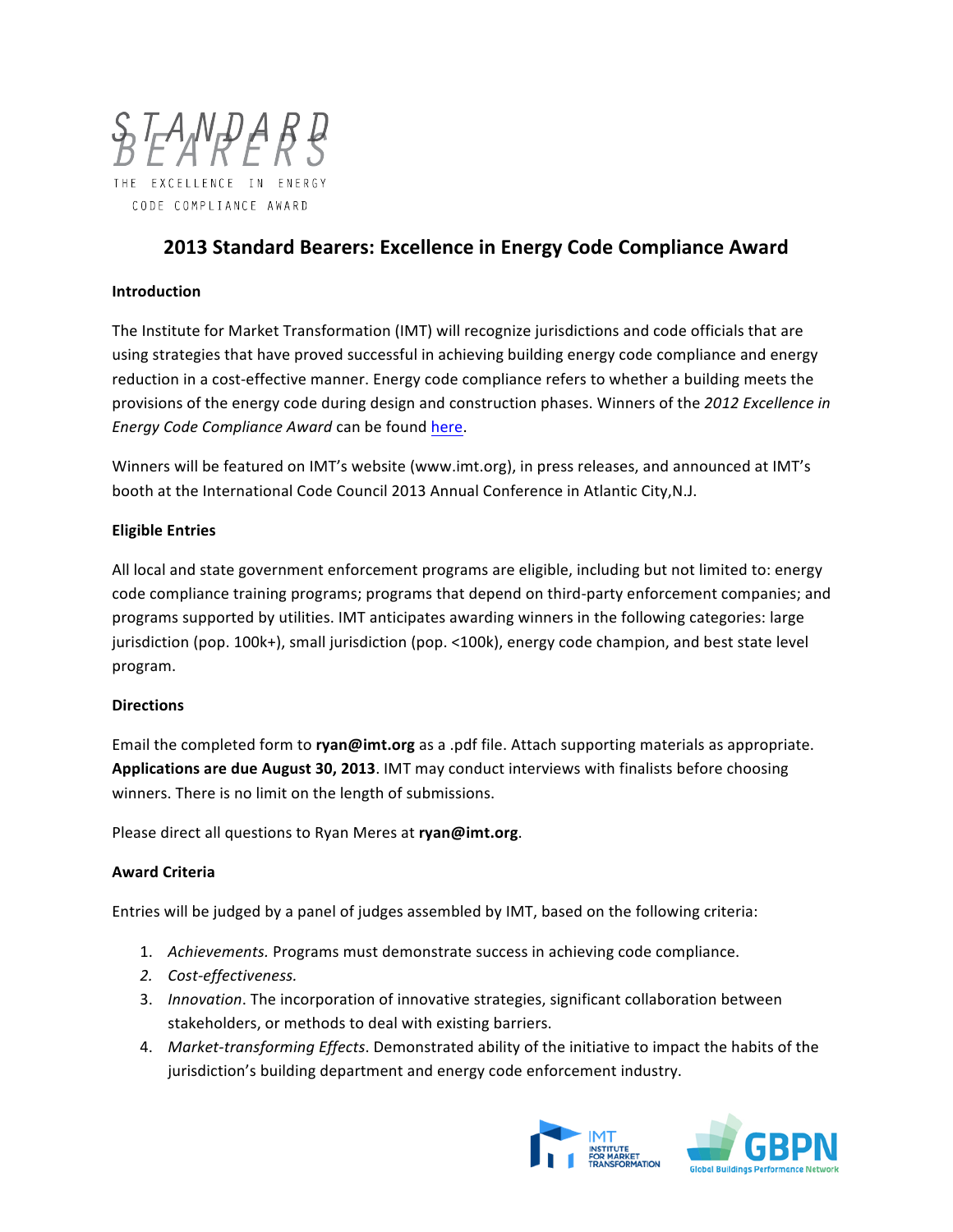STANDARD BEARERS

THE EXCELLENCE IN ENERGY CODE COMPLIANCE AWARD

# 2013 Standard Bearers: Excellence in Energy Code Compliance Award

**Introduction**

The Institute for Market Transformation (IMT) will recognize jurisdictions and code officials that are using strategies that have proved successful in achieving building energy code compliance and energy reduction in a cost-effective manner. Energy code compliance refers to whether a building meets the provisions of the energy code during design and construction phases. Winners of the *2012 Excellence in Energy Code Compliance Award* can be found here.

Winners will be featured on IMT's website (www.imt.org), in press releases, and announced at IMT's booth at the International Code Council 2013 Annual Conference in Atlantic City,N.J.

**Eligible Entries**

All local and state government enforcement programs are eligible, including but not limited to: energy code compliance training programs; programs that depend on third-party enforcement companies; and programs supported by utilities. IMT anticipates awarding winners in the following categories: large jurisdiction (pop. 100k+), small jurisdiction (pop. <100k), energy code champion, and best state level program.

**Directions**

Email the completed form to **ryan@imt.org** as a .pdf file. Attach supporting materials as appropriate. **Applications are due August 30, 2013**. IMT may conduct interviews with finalists before choosing winners. There is no limit on the length of submissions.

Please direct all questions to Ryan Meres at **ryan@imt.org**.

**Award Criteria**

Entries will be judged by a panel of judges assembled by IMT, based on the following criteria:

1. *Achievements.* Programs must demonstrate success in achieving code compliance.
2. *Cost-effectiveness.*
3. *Innovation*. The incorporation of innovative strategies, significant collaboration between stakeholders, or methods to deal with existing barriers.
4. *Market-transforming Effects*. Demonstrated ability of the initiative to impact the habits of the jurisdiction's building department and energy code enforcement industry.

IMT INSTITUTE FOR MARKET TRANSFORMATION

GBPN Global Buildings Performance Network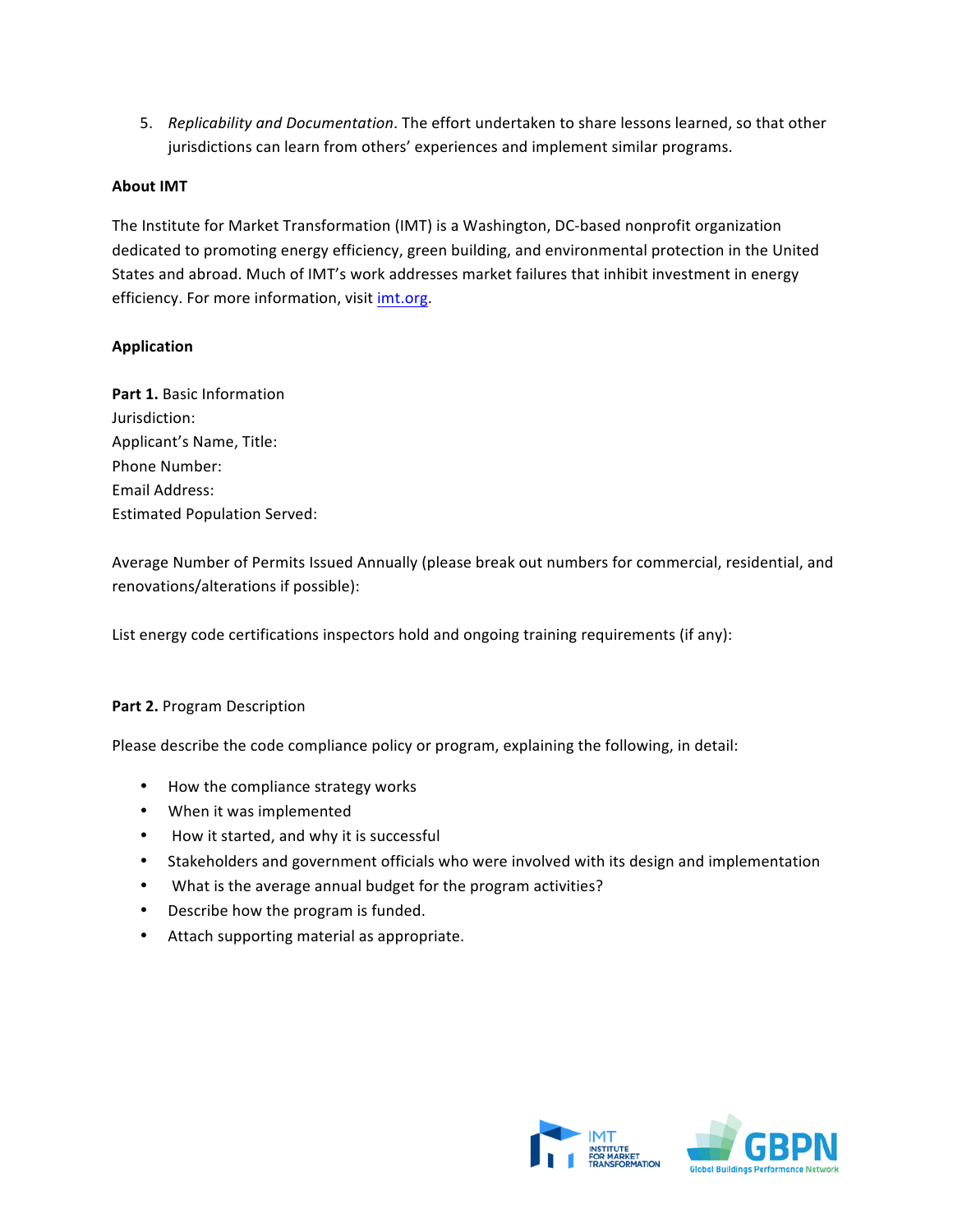5. *Replicability and Documentation*. The effort undertaken to share lessons learned, so that other jurisdictions can learn from others' experiences and implement similar programs.

**About IMT**

The Institute for Market Transformation (IMT) is a Washington, DC-based nonprofit organization dedicated to promoting energy efficiency, green building, and environmental protection in the United States and abroad. Much of IMT's work addresses market failures that inhibit investment in energy efficiency. For more information, visit [imt.org](http://imt.org).

**Application**

**Part 1.** Basic Information
Jurisdiction:
Applicant's Name, Title:
Phone Number:
Email Address:
Estimated Population Served:

Average Number of Permits Issued Annually (please break out numbers for commercial, residential, and renovations/alterations if possible):

List energy code certifications inspectors hold and ongoing training requirements (if any):

**Part 2.** Program Description

Please describe the code compliance policy or program, explaining the following, in detail:

- How the compliance strategy works
- When it was implemented
- How it started, and why it is successful
- Stakeholders and government officials who were involved with its design and implementation
- What is the average annual budget for the program activities?
- Describe how the program is funded.
- Attach supporting material as appropriate.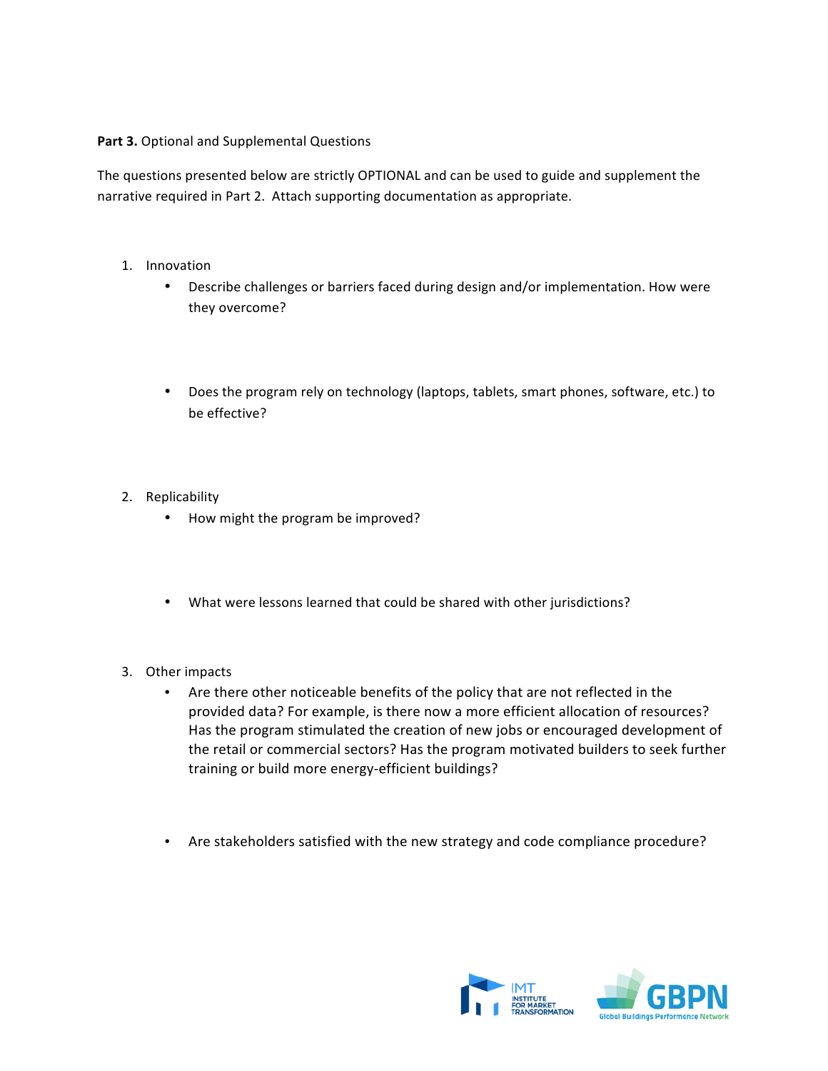**Part 3.** Optional and Supplemental Questions

The questions presented below are strictly OPTIONAL and can be used to guide and supplement the narrative required in Part 2. Attach supporting documentation as appropriate.

1. Innovation
   - Describe challenges or barriers faced during design and/or implementation. How were they overcome?
   - Does the program rely on technology (laptops, tablets, smart phones, software, etc.) to be effective?
2. Replicability
   - How might the program be improved?
   - What were lessons learned that could be shared with other jurisdictions?
3. Other impacts
   - Are there other noticeable benefits of the policy that are not reflected in the provided data? For example, is there now a more efficient allocation of resources? Has the program stimulated the creation of new jobs or encouraged development of the retail or commercial sectors? Has the program motivated builders to seek further training or build more energy-efficient buildings?
   - Are stakeholders satisfied with the new strategy and code compliance procedure?